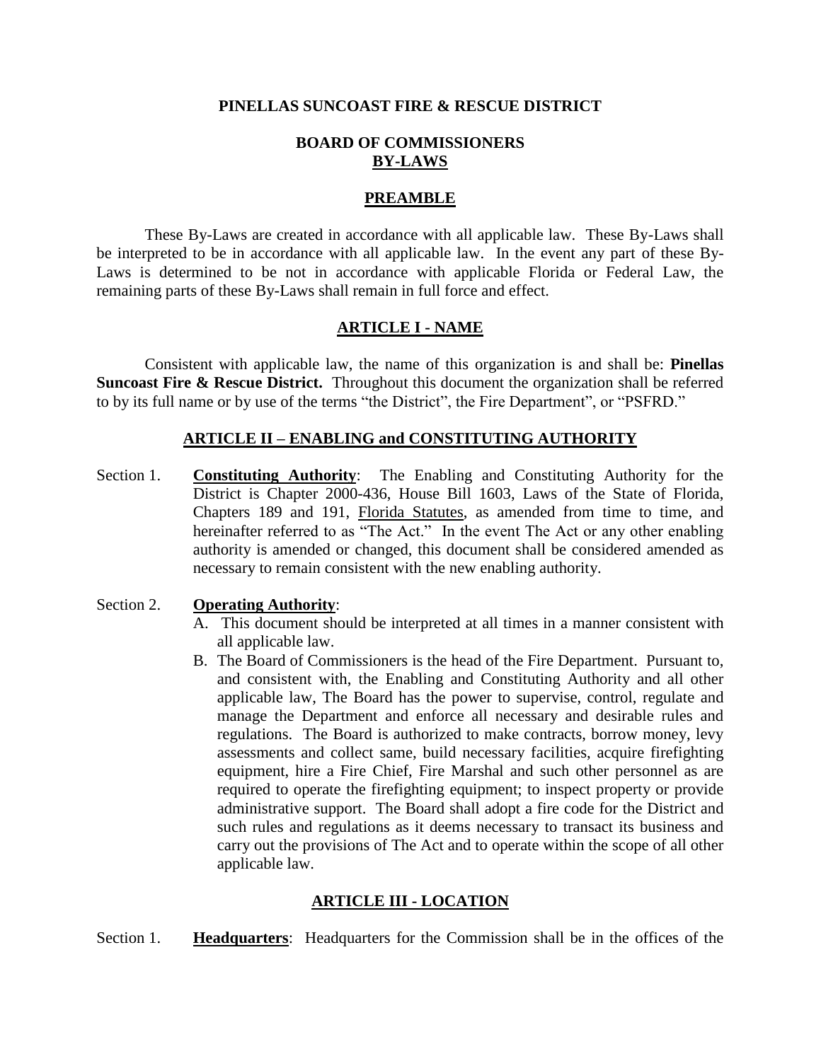**PINELLAS SUNCOAST FIRE & RESCUE DISTRICT**

**BOARD OF COMMISSIONERS**
**BY-LAWS**

## PREAMBLE

These By-Laws are created in accordance with all applicable law. These By-Laws shall be interpreted to be in accordance with all applicable law. In the event any part of these By-Laws is determined to be not in accordance with applicable Florida or Federal Law, the remaining parts of these By-Laws shall remain in full force and effect.

## ARTICLE I - NAME

Consistent with applicable law, the name of this organization is and shall be: **Pinellas Suncoast Fire & Rescue District.** Throughout this document the organization shall be referred to by its full name or by use of the terms "the District", the Fire Department", or "PSFRD."

## ARTICLE II – ENABLING and CONSTITUTING AUTHORITY

Section 1. **Constituting Authority**: The Enabling and Constituting Authority for the District is Chapter 2000-436, House Bill 1603, Laws of the State of Florida, Chapters 189 and 191, Florida Statutes, as amended from time to time, and hereinafter referred to as "The Act." In the event The Act or any other enabling authority is amended or changed, this document shall be considered amended as necessary to remain consistent with the new enabling authority.

Section 2. **Operating Authority**:

A. This document should be interpreted at all times in a manner consistent with all applicable law.

B. The Board of Commissioners is the head of the Fire Department. Pursuant to, and consistent with, the Enabling and Constituting Authority and all other applicable law, The Board has the power to supervise, control, regulate and manage the Department and enforce all necessary and desirable rules and regulations. The Board is authorized to make contracts, borrow money, levy assessments and collect same, build necessary facilities, acquire firefighting equipment, hire a Fire Chief, Fire Marshal and such other personnel as are required to operate the firefighting equipment; to inspect property or provide administrative support. The Board shall adopt a fire code for the District and such rules and regulations as it deems necessary to transact its business and carry out the provisions of The Act and to operate within the scope of all other applicable law.

## ARTICLE III - LOCATION

Section 1. **Headquarters**: Headquarters for the Commission shall be in the offices of the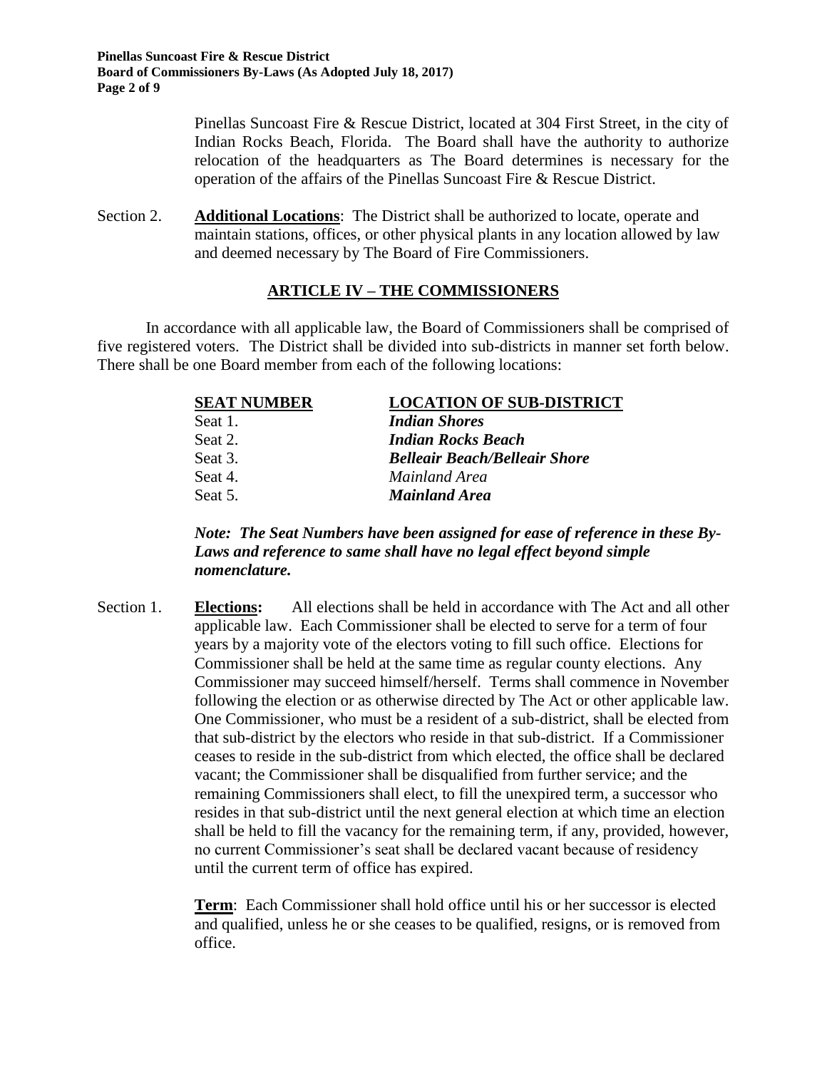Pinellas Suncoast Fire & Rescue District, located at 304 First Street, in the city of Indian Rocks Beach, Florida. The Board shall have the authority to authorize relocation of the headquarters as The Board determines is necessary for the operation of the affairs of the Pinellas Suncoast Fire & Rescue District.

Section 2. **Additional Locations**: The District shall be authorized to locate, operate and maintain stations, offices, or other physical plants in any location allowed by law and deemed necessary by The Board of Fire Commissioners.

## ARTICLE IV – THE COMMISSIONERS

In accordance with all applicable law, the Board of Commissioners shall be comprised of five registered voters. The District shall be divided into sub-districts in manner set forth below. There shall be one Board member from each of the following locations:

| SEAT NUMBER | LOCATION OF SUB-DISTRICT |
|---|---|
| Seat 1. | ***Indian Shores*** |
| Seat 2. | ***Indian Rocks Beach*** |
| Seat 3. | ***Belleair Beach/Belleair Shore*** |
| Seat 4. | *Mainland Area* |
| Seat 5. | ***Mainland Area*** |

***Note: The Seat Numbers have been assigned for ease of reference in these By-Laws and reference to same shall have no legal effect beyond simple nomenclature.***

Section 1. **Elections:** All elections shall be held in accordance with The Act and all other applicable law. Each Commissioner shall be elected to serve for a term of four years by a majority vote of the electors voting to fill such office. Elections for Commissioner shall be held at the same time as regular county elections. Any Commissioner may succeed himself/herself. Terms shall commence in November following the election or as otherwise directed by The Act or other applicable law. One Commissioner, who must be a resident of a sub-district, shall be elected from that sub-district by the electors who reside in that sub-district. If a Commissioner ceases to reside in the sub-district from which elected, the office shall be declared vacant; the Commissioner shall be disqualified from further service; and the remaining Commissioners shall elect, to fill the unexpired term, a successor who resides in that sub-district until the next general election at which time an election shall be held to fill the vacancy for the remaining term, if any, provided, however, no current Commissioner's seat shall be declared vacant because of residency until the current term of office has expired.

**Term**: Each Commissioner shall hold office until his or her successor is elected and qualified, unless he or she ceases to be qualified, resigns, or is removed from office.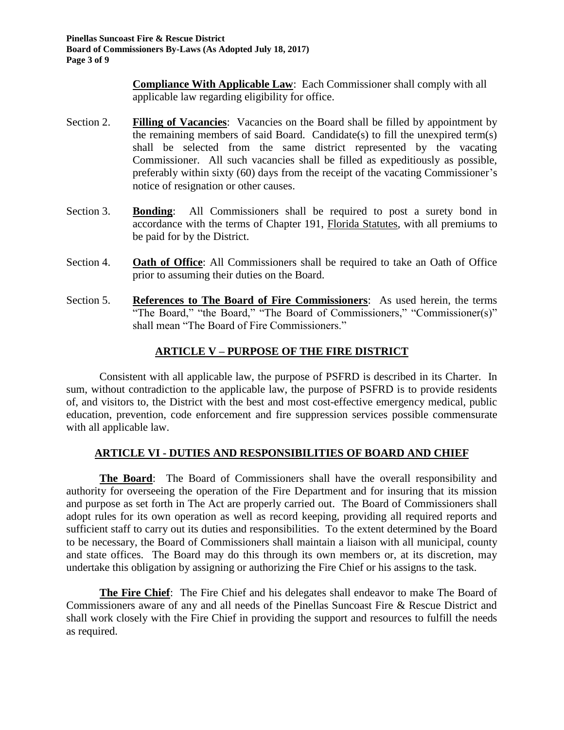**Compliance With Applicable Law**: Each Commissioner shall comply with all applicable law regarding eligibility for office.

Section 2. **Filling of Vacancies**: Vacancies on the Board shall be filled by appointment by the remaining members of said Board. Candidate(s) to fill the unexpired term(s) shall be selected from the same district represented by the vacating Commissioner. All such vacancies shall be filled as expeditiously as possible, preferably within sixty (60) days from the receipt of the vacating Commissioner's notice of resignation or other causes.

Section 3. **Bonding**: All Commissioners shall be required to post a surety bond in accordance with the terms of Chapter 191, Florida Statutes, with all premiums to be paid for by the District.

Section 4. **Oath of Office**: All Commissioners shall be required to take an Oath of Office prior to assuming their duties on the Board.

Section 5. **References to The Board of Fire Commissioners**: As used herein, the terms "The Board," "the Board," "The Board of Commissioners," "Commissioner(s)" shall mean "The Board of Fire Commissioners."

## ARTICLE V – PURPOSE OF THE FIRE DISTRICT

Consistent with all applicable law, the purpose of PSFRD is described in its Charter. In sum, without contradiction to the applicable law, the purpose of PSFRD is to provide residents of, and visitors to, the District with the best and most cost-effective emergency medical, public education, prevention, code enforcement and fire suppression services possible commensurate with all applicable law.

## ARTICLE VI - DUTIES AND RESPONSIBILITIES OF BOARD AND CHIEF

**The Board**: The Board of Commissioners shall have the overall responsibility and authority for overseeing the operation of the Fire Department and for insuring that its mission and purpose as set forth in The Act are properly carried out. The Board of Commissioners shall adopt rules for its own operation as well as record keeping, providing all required reports and sufficient staff to carry out its duties and responsibilities. To the extent determined by the Board to be necessary, the Board of Commissioners shall maintain a liaison with all municipal, county and state offices. The Board may do this through its own members or, at its discretion, may undertake this obligation by assigning or authorizing the Fire Chief or his assigns to the task.

**The Fire Chief**: The Fire Chief and his delegates shall endeavor to make The Board of Commissioners aware of any and all needs of the Pinellas Suncoast Fire & Rescue District and shall work closely with the Fire Chief in providing the support and resources to fulfill the needs as required.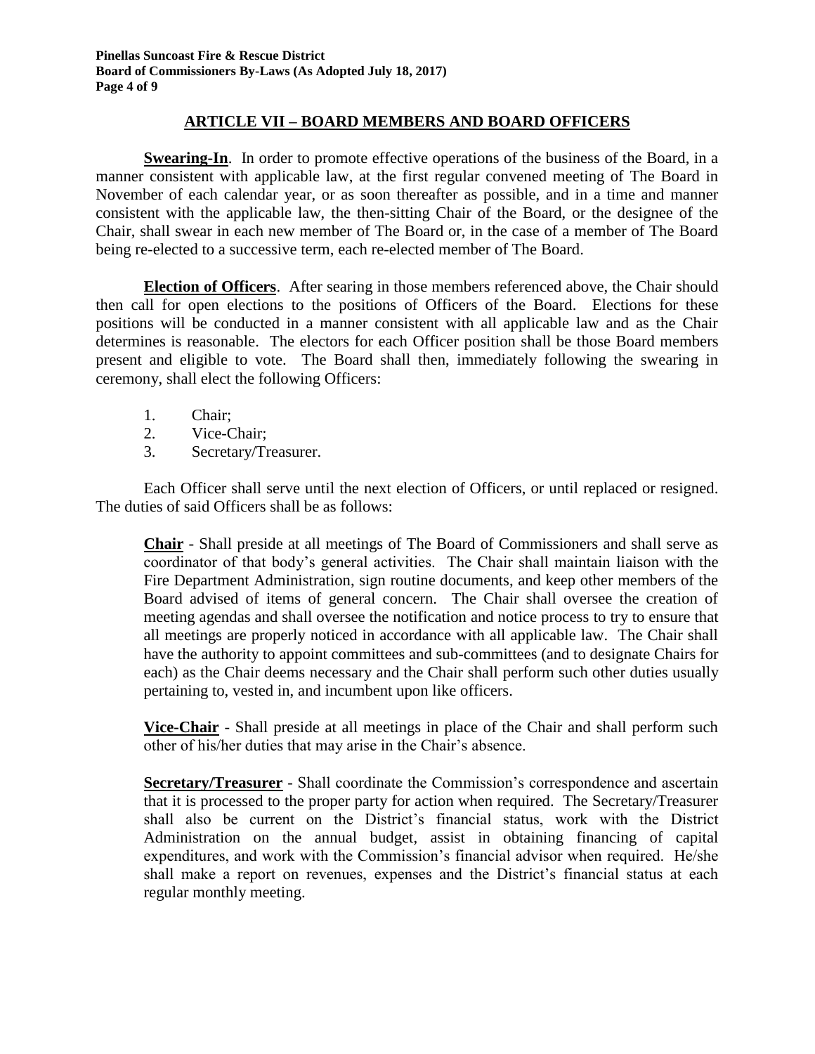## ARTICLE VII – BOARD MEMBERS AND BOARD OFFICERS

**Swearing-In**. In order to promote effective operations of the business of the Board, in a manner consistent with applicable law, at the first regular convened meeting of The Board in November of each calendar year, or as soon thereafter as possible, and in a time and manner consistent with the applicable law, the then-sitting Chair of the Board, or the designee of the Chair, shall swear in each new member of The Board or, in the case of a member of The Board being re-elected to a successive term, each re-elected member of The Board.

**Election of Officers**. After searing in those members referenced above, the Chair should then call for open elections to the positions of Officers of the Board. Elections for these positions will be conducted in a manner consistent with all applicable law and as the Chair determines is reasonable. The electors for each Officer position shall be those Board members present and eligible to vote. The Board shall then, immediately following the swearing in ceremony, shall elect the following Officers:

1. Chair;
2. Vice-Chair;
3. Secretary/Treasurer.

Each Officer shall serve until the next election of Officers, or until replaced or resigned. The duties of said Officers shall be as follows:

**Chair** - Shall preside at all meetings of The Board of Commissioners and shall serve as coordinator of that body's general activities. The Chair shall maintain liaison with the Fire Department Administration, sign routine documents, and keep other members of the Board advised of items of general concern. The Chair shall oversee the creation of meeting agendas and shall oversee the notification and notice process to try to ensure that all meetings are properly noticed in accordance with all applicable law. The Chair shall have the authority to appoint committees and sub-committees (and to designate Chairs for each) as the Chair deems necessary and the Chair shall perform such other duties usually pertaining to, vested in, and incumbent upon like officers.

**Vice-Chair** - Shall preside at all meetings in place of the Chair and shall perform such other of his/her duties that may arise in the Chair's absence.

**Secretary/Treasurer** - Shall coordinate the Commission's correspondence and ascertain that it is processed to the proper party for action when required. The Secretary/Treasurer shall also be current on the District's financial status, work with the District Administration on the annual budget, assist in obtaining financing of capital expenditures, and work with the Commission's financial advisor when required. He/she shall make a report on revenues, expenses and the District's financial status at each regular monthly meeting.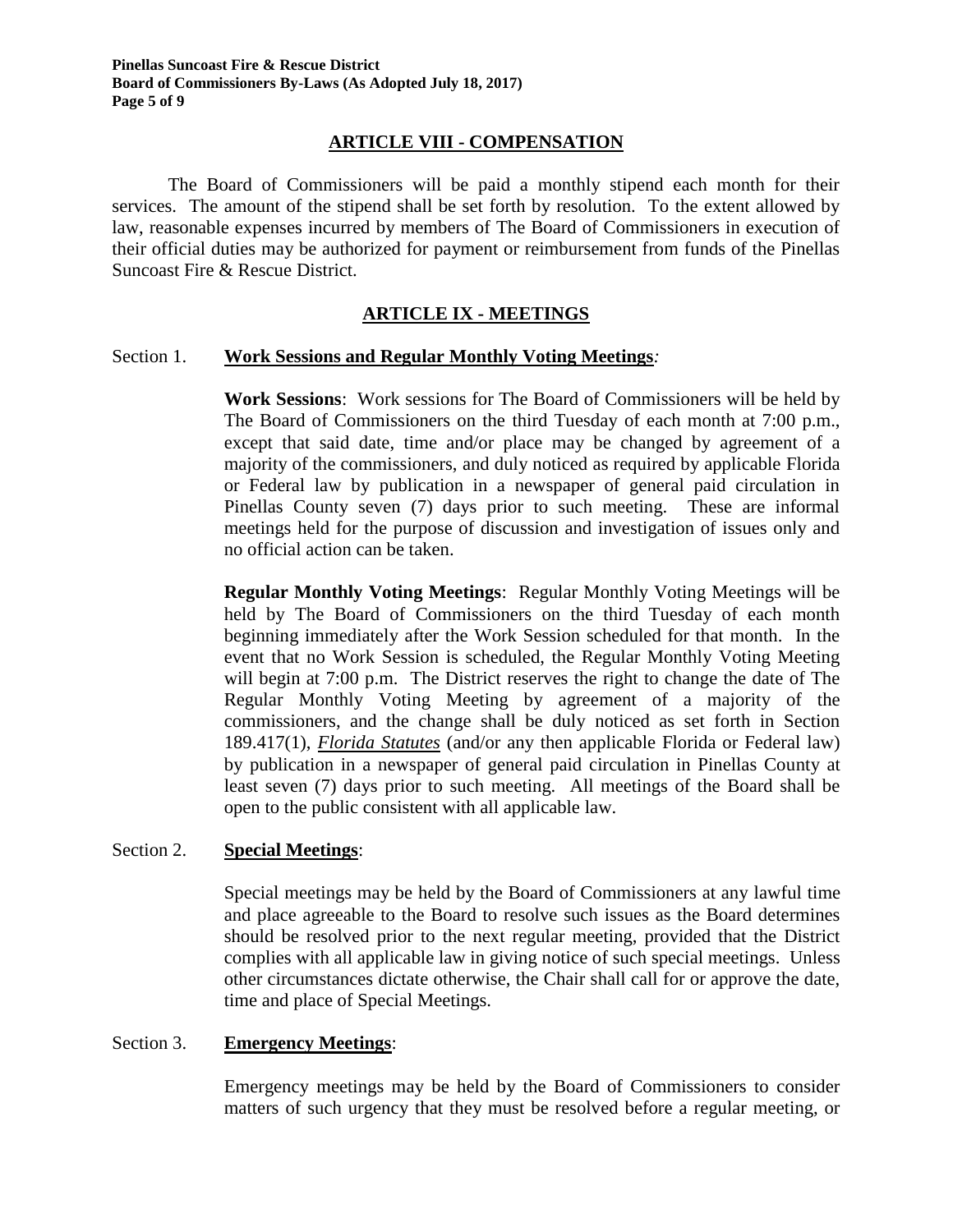## ARTICLE VIII - COMPENSATION

The Board of Commissioners will be paid a monthly stipend each month for their services. The amount of the stipend shall be set forth by resolution. To the extent allowed by law, reasonable expenses incurred by members of The Board of Commissioners in execution of their official duties may be authorized for payment or reimbursement from funds of the Pinellas Suncoast Fire & Rescue District.

## ARTICLE IX - MEETINGS

### Section 1. Work Sessions and Regular Monthly Voting Meetings:

**Work Sessions**: Work sessions for The Board of Commissioners will be held by The Board of Commissioners on the third Tuesday of each month at 7:00 p.m., except that said date, time and/or place may be changed by agreement of a majority of the commissioners, and duly noticed as required by applicable Florida or Federal law by publication in a newspaper of general paid circulation in Pinellas County seven (7) days prior to such meeting. These are informal meetings held for the purpose of discussion and investigation of issues only and no official action can be taken.

**Regular Monthly Voting Meetings**: Regular Monthly Voting Meetings will be held by The Board of Commissioners on the third Tuesday of each month beginning immediately after the Work Session scheduled for that month. In the event that no Work Session is scheduled, the Regular Monthly Voting Meeting will begin at 7:00 p.m. The District reserves the right to change the date of The Regular Monthly Voting Meeting by agreement of a majority of the commissioners, and the change shall be duly noticed as set forth in Section 189.417(1), *Florida Statutes* (and/or any then applicable Florida or Federal law) by publication in a newspaper of general paid circulation in Pinellas County at least seven (7) days prior to such meeting. All meetings of the Board shall be open to the public consistent with all applicable law.

### Section 2. Special Meetings:

Special meetings may be held by the Board of Commissioners at any lawful time and place agreeable to the Board to resolve such issues as the Board determines should be resolved prior to the next regular meeting, provided that the District complies with all applicable law in giving notice of such special meetings. Unless other circumstances dictate otherwise, the Chair shall call for or approve the date, time and place of Special Meetings.

### Section 3. Emergency Meetings:

Emergency meetings may be held by the Board of Commissioners to consider matters of such urgency that they must be resolved before a regular meeting, or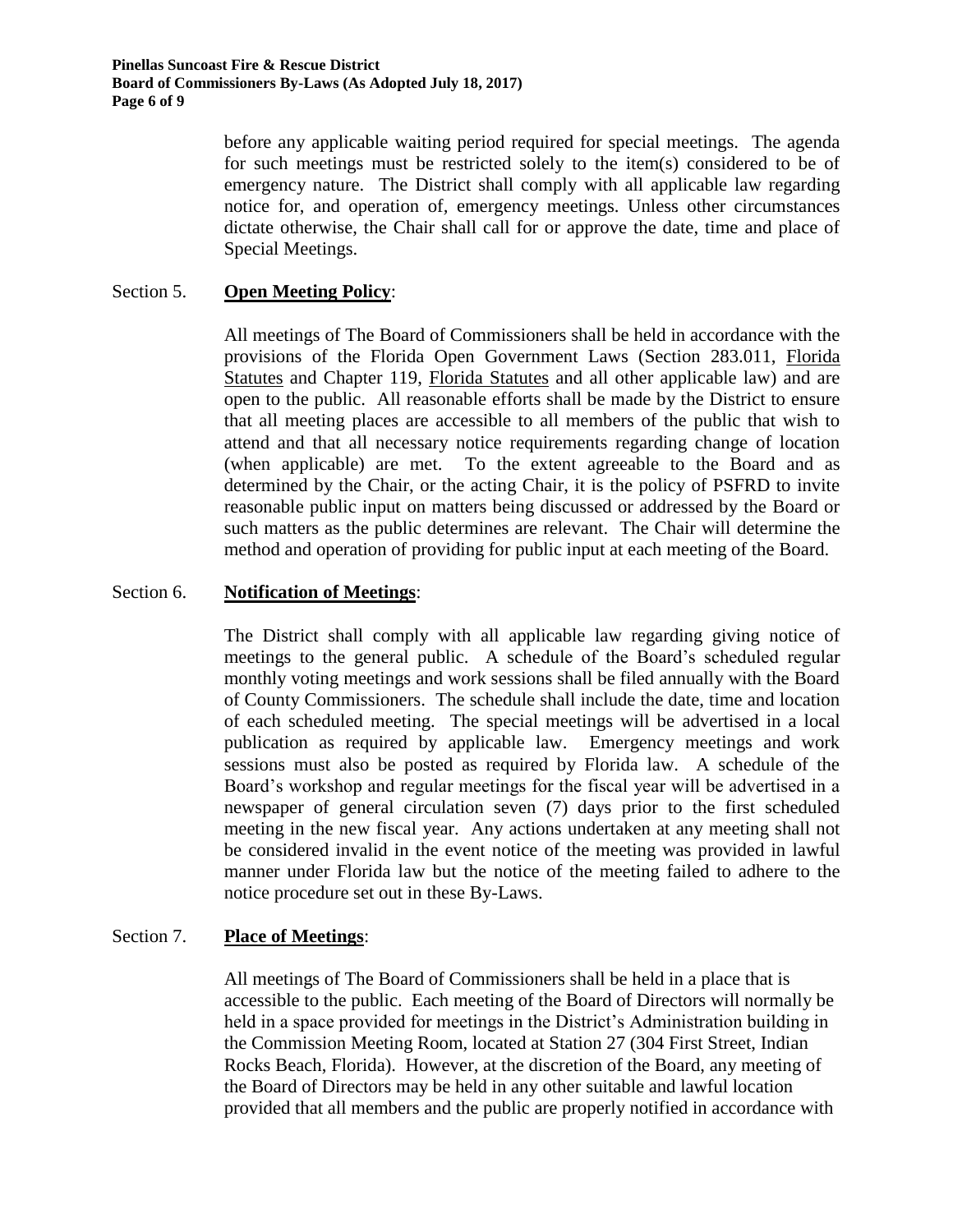before any applicable waiting period required for special meetings. The agenda for such meetings must be restricted solely to the item(s) considered to be of emergency nature. The District shall comply with all applicable law regarding notice for, and operation of, emergency meetings. Unless other circumstances dictate otherwise, the Chair shall call for or approve the date, time and place of Special Meetings.

Section 5. **Open Meeting Policy**:

All meetings of The Board of Commissioners shall be held in accordance with the provisions of the Florida Open Government Laws (Section 283.011, Florida Statutes and Chapter 119, Florida Statutes and all other applicable law) and are open to the public. All reasonable efforts shall be made by the District to ensure that all meeting places are accessible to all members of the public that wish to attend and that all necessary notice requirements regarding change of location (when applicable) are met. To the extent agreeable to the Board and as determined by the Chair, or the acting Chair, it is the policy of PSFRD to invite reasonable public input on matters being discussed or addressed by the Board or such matters as the public determines are relevant. The Chair will determine the method and operation of providing for public input at each meeting of the Board.

Section 6. **Notification of Meetings**:

The District shall comply with all applicable law regarding giving notice of meetings to the general public. A schedule of the Board's scheduled regular monthly voting meetings and work sessions shall be filed annually with the Board of County Commissioners. The schedule shall include the date, time and location of each scheduled meeting. The special meetings will be advertised in a local publication as required by applicable law. Emergency meetings and work sessions must also be posted as required by Florida law. A schedule of the Board's workshop and regular meetings for the fiscal year will be advertised in a newspaper of general circulation seven (7) days prior to the first scheduled meeting in the new fiscal year. Any actions undertaken at any meeting shall not be considered invalid in the event notice of the meeting was provided in lawful manner under Florida law but the notice of the meeting failed to adhere to the notice procedure set out in these By-Laws.

Section 7. **Place of Meetings**:

All meetings of The Board of Commissioners shall be held in a place that is accessible to the public. Each meeting of the Board of Directors will normally be held in a space provided for meetings in the District's Administration building in the Commission Meeting Room, located at Station 27 (304 First Street, Indian Rocks Beach, Florida). However, at the discretion of the Board, any meeting of the Board of Directors may be held in any other suitable and lawful location provided that all members and the public are properly notified in accordance with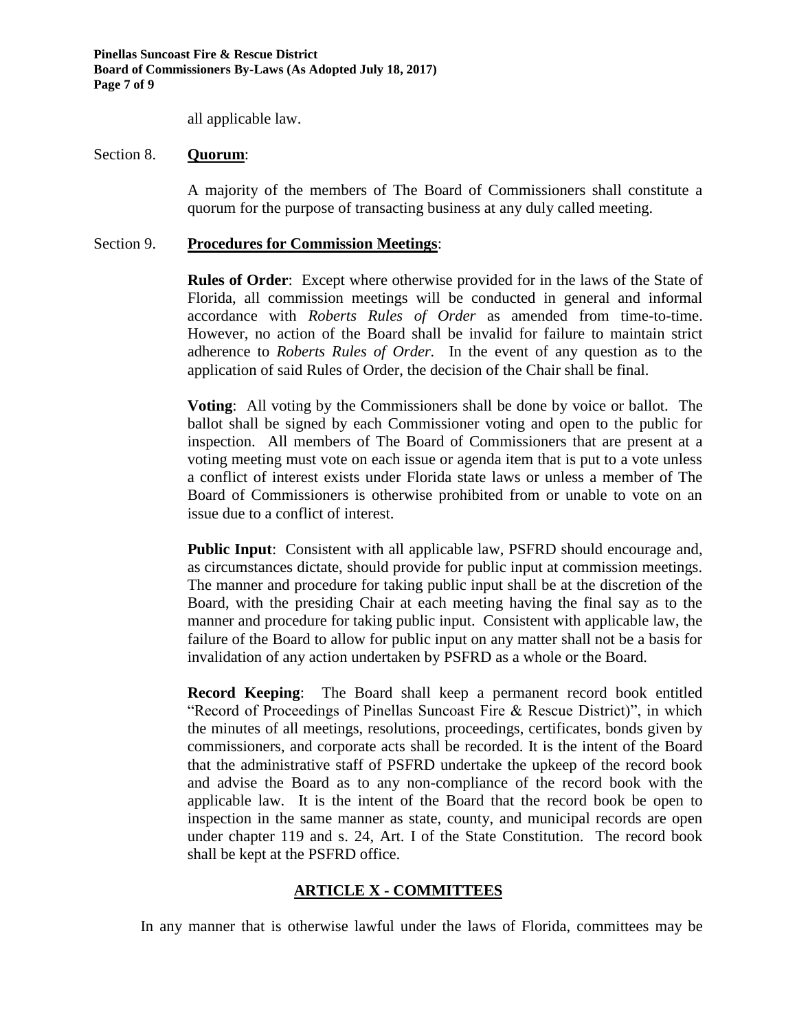all applicable law.

Section 8. **Quorum**:

A majority of the members of The Board of Commissioners shall constitute a quorum for the purpose of transacting business at any duly called meeting.

Section 9. **Procedures for Commission Meetings**:

**Rules of Order**: Except where otherwise provided for in the laws of the State of Florida, all commission meetings will be conducted in general and informal accordance with *Roberts Rules of Order* as amended from time-to-time. However, no action of the Board shall be invalid for failure to maintain strict adherence to *Roberts Rules of Order*. In the event of any question as to the application of said Rules of Order, the decision of the Chair shall be final.

**Voting**: All voting by the Commissioners shall be done by voice or ballot. The ballot shall be signed by each Commissioner voting and open to the public for inspection. All members of The Board of Commissioners that are present at a voting meeting must vote on each issue or agenda item that is put to a vote unless a conflict of interest exists under Florida state laws or unless a member of The Board of Commissioners is otherwise prohibited from or unable to vote on an issue due to a conflict of interest.

**Public Input**: Consistent with all applicable law, PSFRD should encourage and, as circumstances dictate, should provide for public input at commission meetings. The manner and procedure for taking public input shall be at the discretion of the Board, with the presiding Chair at each meeting having the final say as to the manner and procedure for taking public input. Consistent with applicable law, the failure of the Board to allow for public input on any matter shall not be a basis for invalidation of any action undertaken by PSFRD as a whole or the Board.

**Record Keeping**: The Board shall keep a permanent record book entitled "Record of Proceedings of Pinellas Suncoast Fire & Rescue District)", in which the minutes of all meetings, resolutions, proceedings, certificates, bonds given by commissioners, and corporate acts shall be recorded. It is the intent of the Board that the administrative staff of PSFRD undertake the upkeep of the record book and advise the Board as to any non-compliance of the record book with the applicable law. It is the intent of the Board that the record book be open to inspection in the same manner as state, county, and municipal records are open under chapter 119 and s. 24, Art. I of the State Constitution. The record book shall be kept at the PSFRD office.

## ARTICLE X - COMMITTEES

In any manner that is otherwise lawful under the laws of Florida, committees may be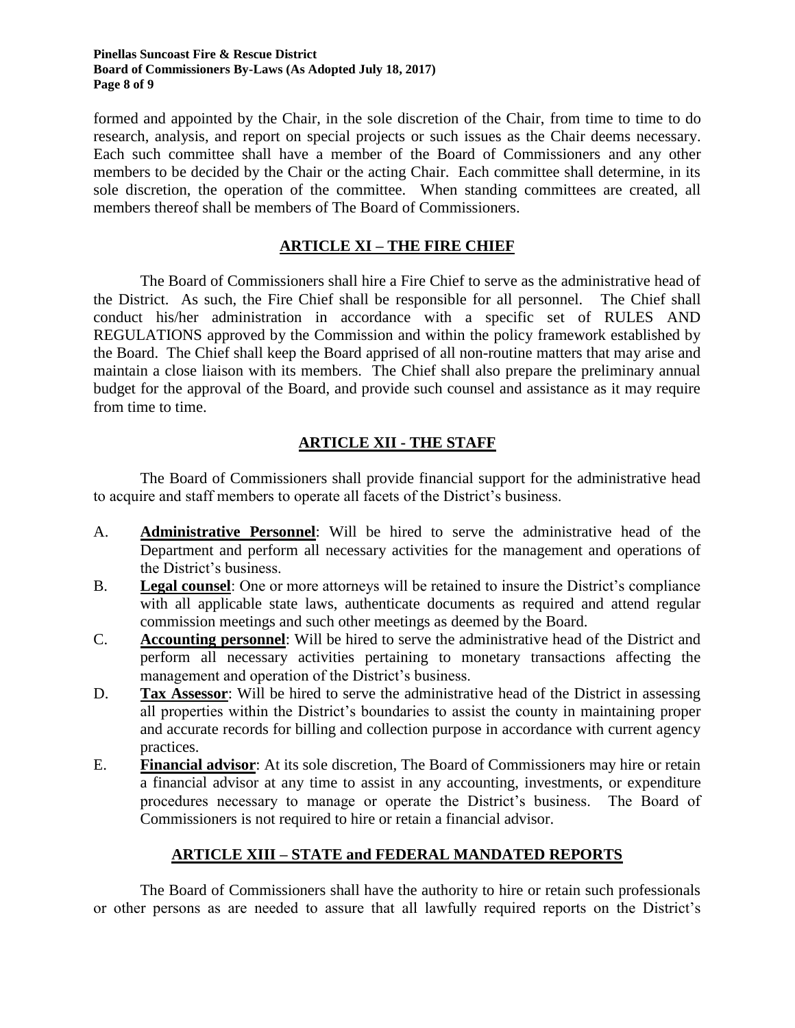formed and appointed by the Chair, in the sole discretion of the Chair, from time to time to do research, analysis, and report on special projects or such issues as the Chair deems necessary. Each such committee shall have a member of the Board of Commissioners and any other members to be decided by the Chair or the acting Chair. Each committee shall determine, in its sole discretion, the operation of the committee. When standing committees are created, all members thereof shall be members of The Board of Commissioners.

## ARTICLE XI – THE FIRE CHIEF

The Board of Commissioners shall hire a Fire Chief to serve as the administrative head of the District. As such, the Fire Chief shall be responsible for all personnel. The Chief shall conduct his/her administration in accordance with a specific set of RULES AND REGULATIONS approved by the Commission and within the policy framework established by the Board. The Chief shall keep the Board apprised of all non-routine matters that may arise and maintain a close liaison with its members. The Chief shall also prepare the preliminary annual budget for the approval of the Board, and provide such counsel and assistance as it may require from time to time.

## ARTICLE XII - THE STAFF

The Board of Commissioners shall provide financial support for the administrative head to acquire and staff members to operate all facets of the District's business.

A. **Administrative Personnel**: Will be hired to serve the administrative head of the Department and perform all necessary activities for the management and operations of the District's business.

B. **Legal counsel**: One or more attorneys will be retained to insure the District's compliance with all applicable state laws, authenticate documents as required and attend regular commission meetings and such other meetings as deemed by the Board.

C. **Accounting personnel**: Will be hired to serve the administrative head of the District and perform all necessary activities pertaining to monetary transactions affecting the management and operation of the District's business.

D. **Tax Assessor**: Will be hired to serve the administrative head of the District in assessing all properties within the District's boundaries to assist the county in maintaining proper and accurate records for billing and collection purpose in accordance with current agency practices.

E. **Financial advisor**: At its sole discretion, The Board of Commissioners may hire or retain a financial advisor at any time to assist in any accounting, investments, or expenditure procedures necessary to manage or operate the District's business. The Board of Commissioners is not required to hire or retain a financial advisor.

## ARTICLE XIII – STATE and FEDERAL MANDATED REPORTS

The Board of Commissioners shall have the authority to hire or retain such professionals or other persons as are needed to assure that all lawfully required reports on the District's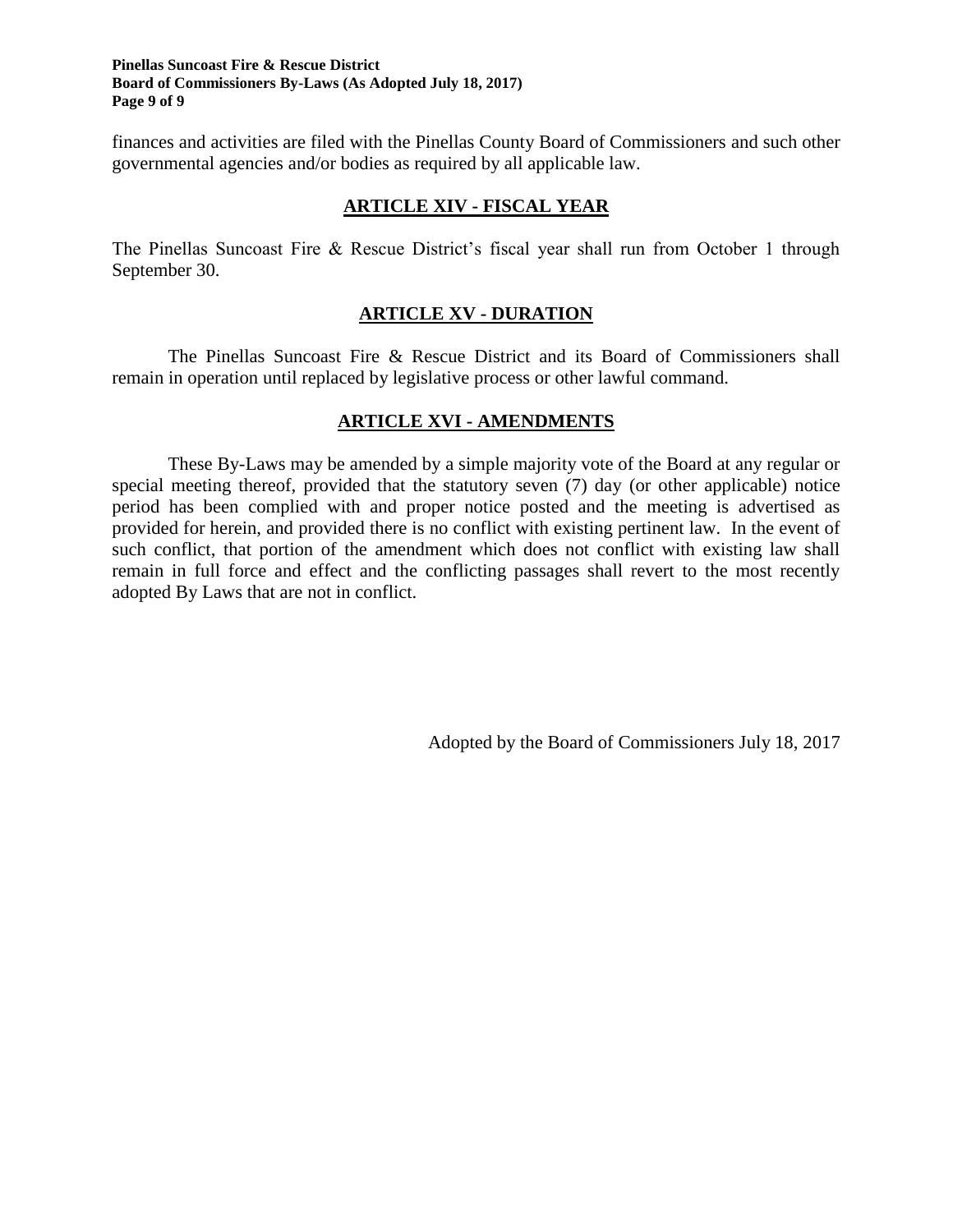finances and activities are filed with the Pinellas County Board of Commissioners and such other governmental agencies and/or bodies as required by all applicable law.

## ARTICLE XIV - FISCAL YEAR

The Pinellas Suncoast Fire & Rescue District's fiscal year shall run from October 1 through September 30.

## ARTICLE XV - DURATION

The Pinellas Suncoast Fire & Rescue District and its Board of Commissioners shall remain in operation until replaced by legislative process or other lawful command.

## ARTICLE XVI - AMENDMENTS

These By-Laws may be amended by a simple majority vote of the Board at any regular or special meeting thereof, provided that the statutory seven (7) day (or other applicable) notice period has been complied with and proper notice posted and the meeting is advertised as provided for herein, and provided there is no conflict with existing pertinent law. In the event of such conflict, that portion of the amendment which does not conflict with existing law shall remain in full force and effect and the conflicting passages shall revert to the most recently adopted By Laws that are not in conflict.

Adopted by the Board of Commissioners July 18, 2017